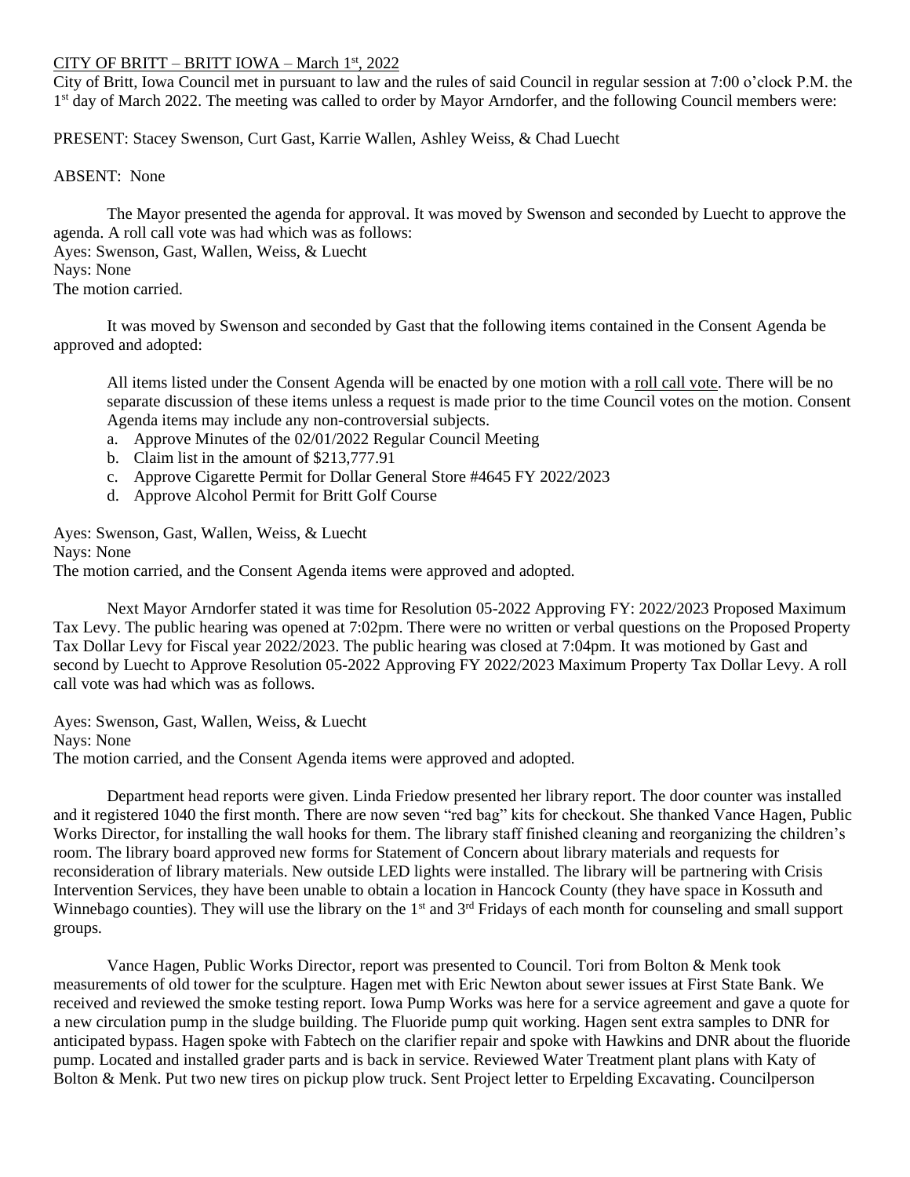CITY OF BRITT – BRITT IOWA – March 1st, 2022

City of Britt, Iowa Council met in pursuant to law and the rules of said Council in regular session at 7:00 o'clock P.M. the 1st day of March 2022. The meeting was called to order by Mayor Arndorfer, and the following Council members were:

PRESENT: Stacey Swenson, Curt Gast, Karrie Wallen, Ashley Weiss, & Chad Luecht

ABSENT: None

The Mayor presented the agenda for approval. It was moved by Swenson and seconded by Luecht to approve the agenda. A roll call vote was had which was as follows:
Ayes: Swenson, Gast, Wallen, Weiss, & Luecht
Nays: None
The motion carried.

It was moved by Swenson and seconded by Gast that the following items contained in the Consent Agenda be approved and adopted:

> All items listed under the Consent Agenda will be enacted by one motion with a roll call vote. There will be no separate discussion of these items unless a request is made prior to the time Council votes on the motion. Consent Agenda items may include any non-controversial subjects.
>
> a. Approve Minutes of the 02/01/2022 Regular Council Meeting
> b. Claim list in the amount of $213,777.91
> c. Approve Cigarette Permit for Dollar General Store #4645 FY 2022/2023
> d. Approve Alcohol Permit for Britt Golf Course

Ayes: Swenson, Gast, Wallen, Weiss, & Luecht
Nays: None
The motion carried, and the Consent Agenda items were approved and adopted.

Next Mayor Arndorfer stated it was time for Resolution 05-2022 Approving FY: 2022/2023 Proposed Maximum Tax Levy. The public hearing was opened at 7:02pm. There were no written or verbal questions on the Proposed Property Tax Dollar Levy for Fiscal year 2022/2023. The public hearing was closed at 7:04pm. It was motioned by Gast and second by Luecht to Approve Resolution 05-2022 Approving FY 2022/2023 Maximum Property Tax Dollar Levy. A roll call vote was had which was as follows.

Ayes: Swenson, Gast, Wallen, Weiss, & Luecht
Nays: None
The motion carried, and the Consent Agenda items were approved and adopted.

Department head reports were given. Linda Friedow presented her library report. The door counter was installed and it registered 1040 the first month. There are now seven "red bag" kits for checkout. She thanked Vance Hagen, Public Works Director, for installing the wall hooks for them. The library staff finished cleaning and reorganizing the children's room. The library board approved new forms for Statement of Concern about library materials and requests for reconsideration of library materials. New outside LED lights were installed. The library will be partnering with Crisis Intervention Services, they have been unable to obtain a location in Hancock County (they have space in Kossuth and Winnebago counties). They will use the library on the 1st and 3rd Fridays of each month for counseling and small support groups.

Vance Hagen, Public Works Director, report was presented to Council. Tori from Bolton & Menk took measurements of old tower for the sculpture. Hagen met with Eric Newton about sewer issues at First State Bank. We received and reviewed the smoke testing report. Iowa Pump Works was here for a service agreement and gave a quote for a new circulation pump in the sludge building. The Fluoride pump quit working. Hagen sent extra samples to DNR for anticipated bypass. Hagen spoke with Fabtech on the clarifier repair and spoke with Hawkins and DNR about the fluoride pump. Located and installed grader parts and is back in service. Reviewed Water Treatment plant plans with Katy of Bolton & Menk. Put two new tires on pickup plow truck. Sent Project letter to Erpelding Excavating. Councilperson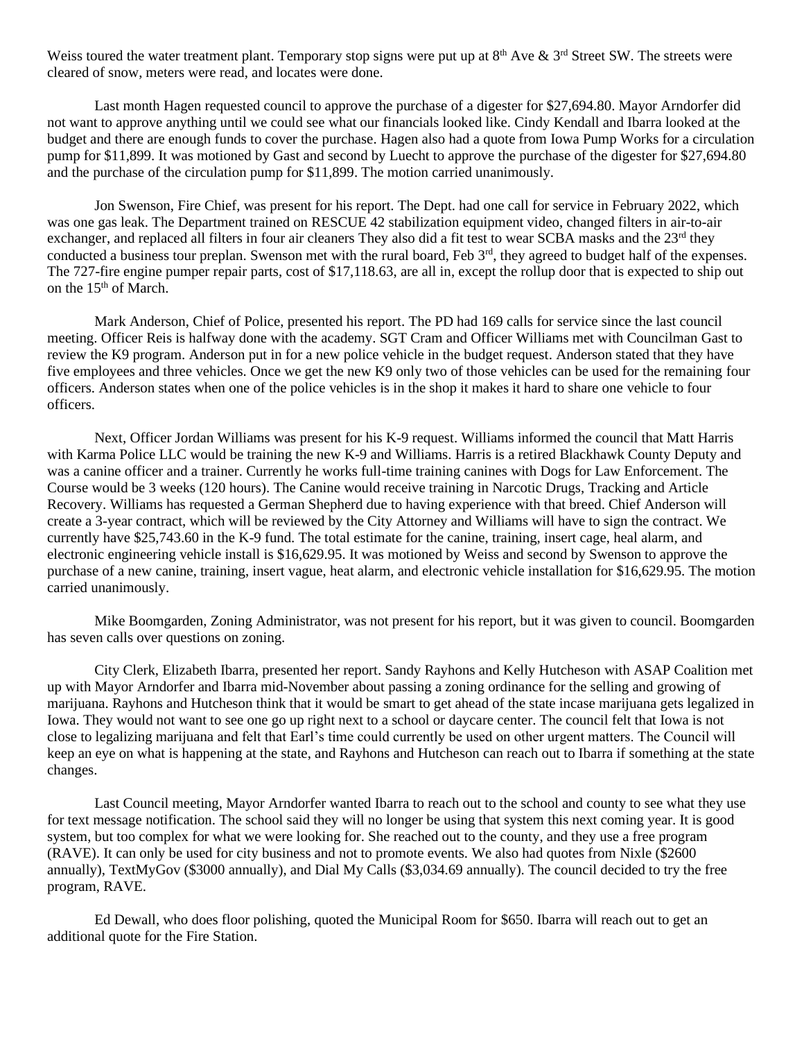Weiss toured the water treatment plant. Temporary stop signs were put up at 8th Ave & 3rd Street SW. The streets were cleared of snow, meters were read, and locates were done.

Last month Hagen requested council to approve the purchase of a digester for $27,694.80. Mayor Arndorfer did not want to approve anything until we could see what our financials looked like. Cindy Kendall and Ibarra looked at the budget and there are enough funds to cover the purchase. Hagen also had a quote from Iowa Pump Works for a circulation pump for $11,899. It was motioned by Gast and second by Luecht to approve the purchase of the digester for $27,694.80 and the purchase of the circulation pump for $11,899. The motion carried unanimously.

Jon Swenson, Fire Chief, was present for his report. The Dept. had one call for service in February 2022, which was one gas leak. The Department trained on RESCUE 42 stabilization equipment video, changed filters in air-to-air exchanger, and replaced all filters in four air cleaners They also did a fit test to wear SCBA masks and the 23rd they conducted a business tour preplan. Swenson met with the rural board, Feb 3rd, they agreed to budget half of the expenses. The 727-fire engine pumper repair parts, cost of $17,118.63, are all in, except the rollup door that is expected to ship out on the 15th of March.

Mark Anderson, Chief of Police, presented his report. The PD had 169 calls for service since the last council meeting. Officer Reis is halfway done with the academy. SGT Cram and Officer Williams met with Councilman Gast to review the K9 program. Anderson put in for a new police vehicle in the budget request. Anderson stated that they have five employees and three vehicles. Once we get the new K9 only two of those vehicles can be used for the remaining four officers. Anderson states when one of the police vehicles is in the shop it makes it hard to share one vehicle to four officers.

Next, Officer Jordan Williams was present for his K-9 request. Williams informed the council that Matt Harris with Karma Police LLC would be training the new K-9 and Williams. Harris is a retired Blackhawk County Deputy and was a canine officer and a trainer. Currently he works full-time training canines with Dogs for Law Enforcement. The Course would be 3 weeks (120 hours). The Canine would receive training in Narcotic Drugs, Tracking and Article Recovery. Williams has requested a German Shepherd due to having experience with that breed. Chief Anderson will create a 3-year contract, which will be reviewed by the City Attorney and Williams will have to sign the contract. We currently have $25,743.60 in the K-9 fund. The total estimate for the canine, training, insert cage, heal alarm, and electronic engineering vehicle install is $16,629.95. It was motioned by Weiss and second by Swenson to approve the purchase of a new canine, training, insert vague, heat alarm, and electronic vehicle installation for $16,629.95. The motion carried unanimously.

Mike Boomgarden, Zoning Administrator, was not present for his report, but it was given to council. Boomgarden has seven calls over questions on zoning.

City Clerk, Elizabeth Ibarra, presented her report. Sandy Rayhons and Kelly Hutcheson with ASAP Coalition met up with Mayor Arndorfer and Ibarra mid-November about passing a zoning ordinance for the selling and growing of marijuana. Rayhons and Hutcheson think that it would be smart to get ahead of the state incase marijuana gets legalized in Iowa. They would not want to see one go up right next to a school or daycare center. The council felt that Iowa is not close to legalizing marijuana and felt that Earl's time could currently be used on other urgent matters. The Council will keep an eye on what is happening at the state, and Rayhons and Hutcheson can reach out to Ibarra if something at the state changes.

Last Council meeting, Mayor Arndorfer wanted Ibarra to reach out to the school and county to see what they use for text message notification. The school said they will no longer be using that system this next coming year. It is good system, but too complex for what we were looking for. She reached out to the county, and they use a free program (RAVE). It can only be used for city business and not to promote events. We also had quotes from Nixle ($2600 annually), TextMyGov ($3000 annually), and Dial My Calls ($3,034.69 annually). The council decided to try the free program, RAVE.

Ed Dewall, who does floor polishing, quoted the Municipal Room for $650. Ibarra will reach out to get an additional quote for the Fire Station.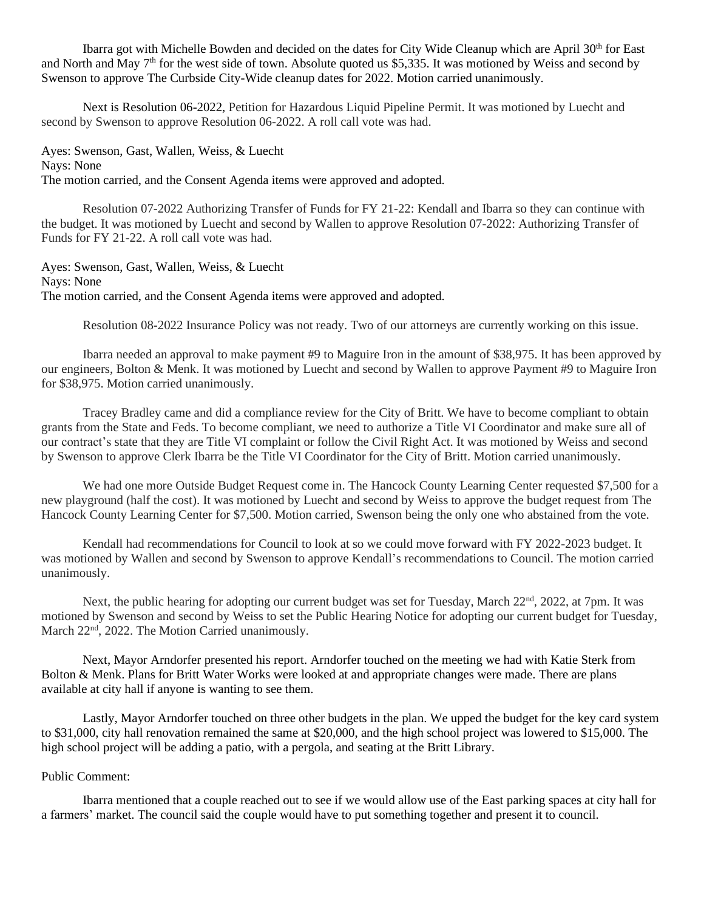Ibarra got with Michelle Bowden and decided on the dates for City Wide Cleanup which are April 30th for East and North and May 7th for the west side of town. Absolute quoted us $5,335. It was motioned by Weiss and second by Swenson to approve The Curbside City-Wide cleanup dates for 2022. Motion carried unanimously.

Next is Resolution 06-2022, Petition for Hazardous Liquid Pipeline Permit. It was motioned by Luecht and second by Swenson to approve Resolution 06-2022. A roll call vote was had.

Ayes: Swenson, Gast, Wallen, Weiss, & Luecht
Nays: None
The motion carried, and the Consent Agenda items were approved and adopted.

Resolution 07-2022 Authorizing Transfer of Funds for FY 21-22: Kendall and Ibarra so they can continue with the budget. It was motioned by Luecht and second by Wallen to approve Resolution 07-2022: Authorizing Transfer of Funds for FY 21-22. A roll call vote was had.

Ayes: Swenson, Gast, Wallen, Weiss, & Luecht
Nays: None
The motion carried, and the Consent Agenda items were approved and adopted.

Resolution 08-2022 Insurance Policy was not ready. Two of our attorneys are currently working on this issue.

Ibarra needed an approval to make payment #9 to Maguire Iron in the amount of $38,975. It has been approved by our engineers, Bolton & Menk. It was motioned by Luecht and second by Wallen to approve Payment #9 to Maguire Iron for $38,975. Motion carried unanimously.

Tracey Bradley came and did a compliance review for the City of Britt. We have to become compliant to obtain grants from the State and Feds. To become compliant, we need to authorize a Title VI Coordinator and make sure all of our contract's state that they are Title VI complaint or follow the Civil Right Act. It was motioned by Weiss and second by Swenson to approve Clerk Ibarra be the Title VI Coordinator for the City of Britt. Motion carried unanimously.

We had one more Outside Budget Request come in. The Hancock County Learning Center requested $7,500 for a new playground (half the cost). It was motioned by Luecht and second by Weiss to approve the budget request from The Hancock County Learning Center for $7,500. Motion carried, Swenson being the only one who abstained from the vote.

Kendall had recommendations for Council to look at so we could move forward with FY 2022-2023 budget. It was motioned by Wallen and second by Swenson to approve Kendall's recommendations to Council. The motion carried unanimously.

Next, the public hearing for adopting our current budget was set for Tuesday, March 22nd, 2022, at 7pm. It was motioned by Swenson and second by Weiss to set the Public Hearing Notice for adopting our current budget for Tuesday, March 22nd, 2022. The Motion Carried unanimously.

Next, Mayor Arndorfer presented his report. Arndorfer touched on the meeting we had with Katie Sterk from Bolton & Menk. Plans for Britt Water Works were looked at and appropriate changes were made. There are plans available at city hall if anyone is wanting to see them.

Lastly, Mayor Arndorfer touched on three other budgets in the plan. We upped the budget for the key card system to $31,000, city hall renovation remained the same at $20,000, and the high school project was lowered to $15,000. The high school project will be adding a patio, with a pergola, and seating at the Britt Library.

Public Comment:

Ibarra mentioned that a couple reached out to see if we would allow use of the East parking spaces at city hall for a farmers' market. The council said the couple would have to put something together and present it to council.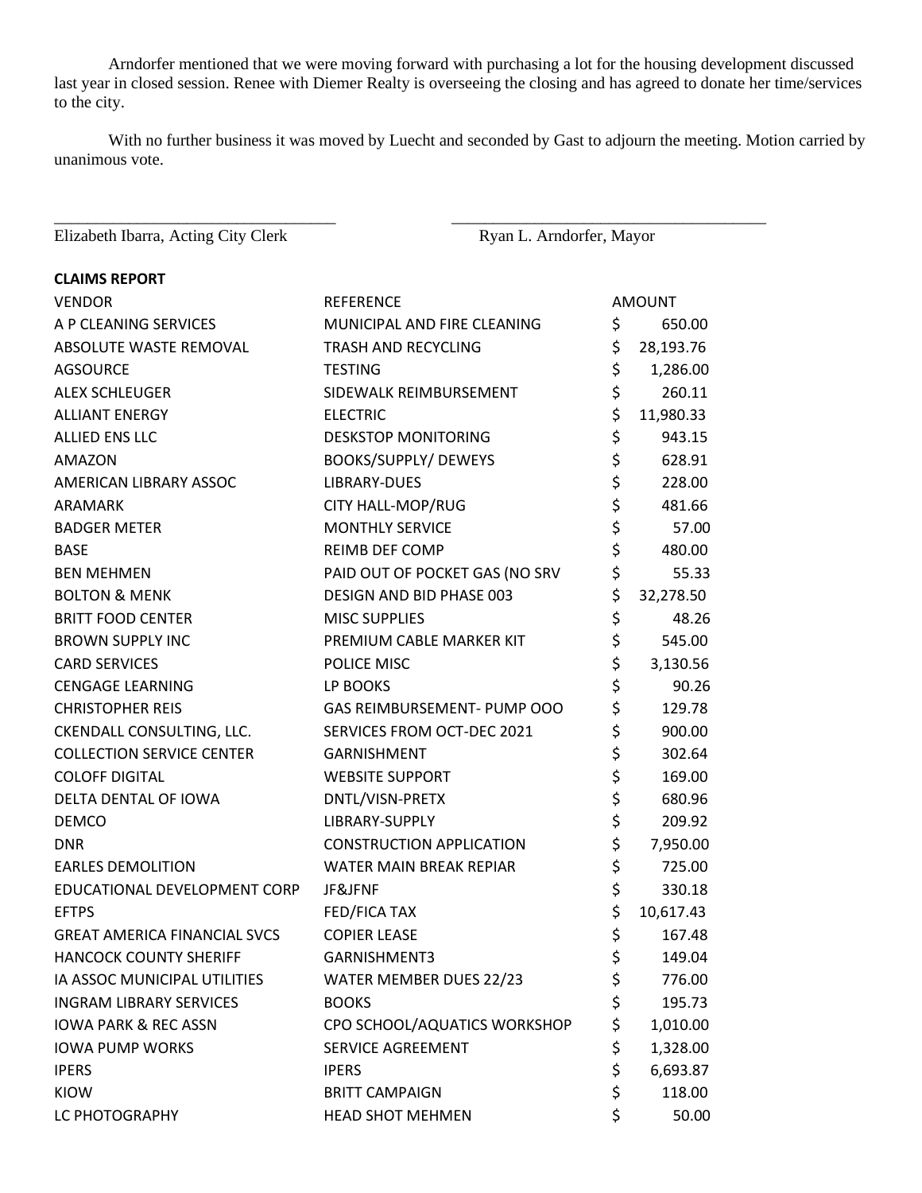Arndorfer mentioned that we were moving forward with purchasing a lot for the housing development discussed last year in closed session. Renee with Diemer Realty is overseeing the closing and has agreed to donate her time/services to the city.

With no further business it was moved by Luecht and seconded by Gast to adjourn the meeting. Motion carried by unanimous vote.

\_\_\_\_\_\_\_\_\_\_\_\_\_\_\_\_\_\_\_\_\_\_\_\_\_\_\_\_\_\_\_\_\_\_ \_\_\_\_\_\_\_\_\_\_\_\_\_\_\_\_\_\_\_\_\_\_\_\_\_\_\_\_\_\_\_\_\_\_\_\_\_\_

Elizabeth Ibarra, Acting City Clerk Ryan L. Arndorfer, Mayor

**CLAIMS REPORT**

| VENDOR | REFERENCE | AMOUNT |
|---|---|---|
| A P CLEANING SERVICES | MUNICIPAL AND FIRE CLEANING | $ 650.00 |
| ABSOLUTE WASTE REMOVAL | TRASH AND RECYCLING | $ 28,193.76 |
| AGSOURCE | TESTING | $ 1,286.00 |
| ALEX SCHLEUGER | SIDEWALK REIMBURSEMENT | $ 260.11 |
| ALLIANT ENERGY | ELECTRIC | $ 11,980.33 |
| ALLIED ENS LLC | DESKSTOP MONITORING | $ 943.15 |
| AMAZON | BOOKS/SUPPLY/ DEWEYS | $ 628.91 |
| AMERICAN LIBRARY ASSOC | LIBRARY-DUES | $ 228.00 |
| ARAMARK | CITY HALL-MOP/RUG | $ 481.66 |
| BADGER METER | MONTHLY SERVICE | $ 57.00 |
| BASE | REIMB DEF COMP | $ 480.00 |
| BEN MEHMEN | PAID OUT OF POCKET GAS (NO SRV | $ 55.33 |
| BOLTON & MENK | DESIGN AND BID PHASE 003 | $ 32,278.50 |
| BRITT FOOD CENTER | MISC SUPPLIES | $ 48.26 |
| BROWN SUPPLY INC | PREMIUM CABLE MARKER KIT | $ 545.00 |
| CARD SERVICES | POLICE MISC | $ 3,130.56 |
| CENGAGE LEARNING | LP BOOKS | $ 90.26 |
| CHRISTOPHER REIS | GAS REIMBURSEMENT- PUMP OOO | $ 129.78 |
| CKENDALL CONSULTING, LLC. | SERVICES FROM OCT-DEC 2021 | $ 900.00 |
| COLLECTION SERVICE CENTER | GARNISHMENT | $ 302.64 |
| COLOFF DIGITAL | WEBSITE SUPPORT | $ 169.00 |
| DELTA DENTAL OF IOWA | DNTL/VISN-PRETX | $ 680.96 |
| DEMCO | LIBRARY-SUPPLY | $ 209.92 |
| DNR | CONSTRUCTION APPLICATION | $ 7,950.00 |
| EARLES DEMOLITION | WATER MAIN BREAK REPIAR | $ 725.00 |
| EDUCATIONAL DEVELOPMENT CORP | JF&JFNF | $ 330.18 |
| EFTPS | FED/FICA TAX | $ 10,617.43 |
| GREAT AMERICA FINANCIAL SVCS | COPIER LEASE | $ 167.48 |
| HANCOCK COUNTY SHERIFF | GARNISHMENT3 | $ 149.04 |
| IA ASSOC MUNICIPAL UTILITIES | WATER MEMBER DUES 22/23 | $ 776.00 |
| INGRAM LIBRARY SERVICES | BOOKS | $ 195.73 |
| IOWA PARK & REC ASSN | CPO SCHOOL/AQUATICS WORKSHOP | $ 1,010.00 |
| IOWA PUMP WORKS | SERVICE AGREEMENT | $ 1,328.00 |
| IPERS | IPERS | $ 6,693.87 |
| KIOW | BRITT CAMPAIGN | $ 118.00 |
| LC PHOTOGRAPHY | HEAD SHOT MEHMEN | $ 50.00 |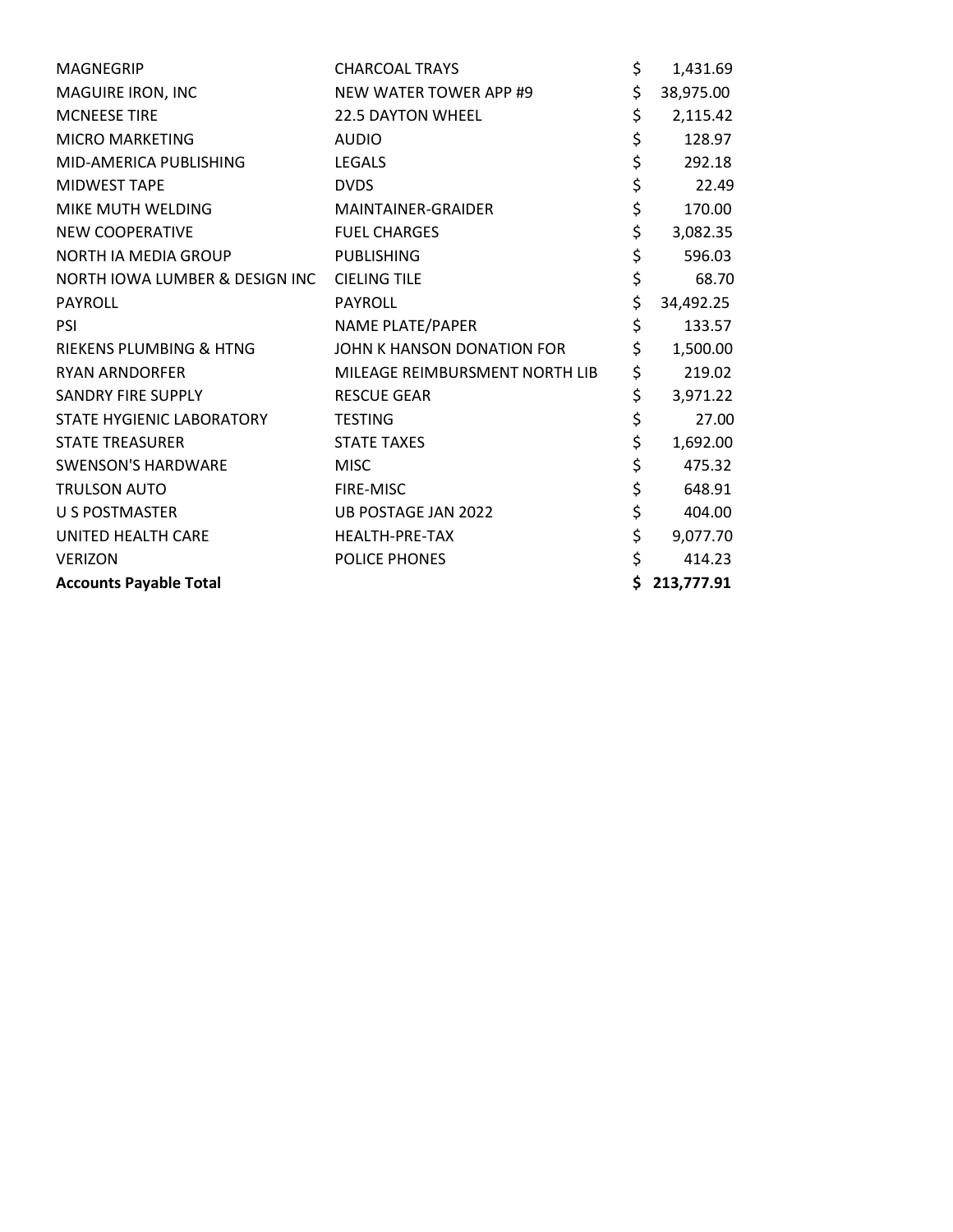| | | |
|---|---|---|
| MAGNEGRIP | CHARCOAL TRAYS | $ 1,431.69 |
| MAGUIRE IRON, INC | NEW WATER TOWER APP #9 | $ 38,975.00 |
| MCNEESE TIRE | 22.5 DAYTON WHEEL | $ 2,115.42 |
| MICRO MARKETING | AUDIO | $ 128.97 |
| MID-AMERICA PUBLISHING | LEGALS | $ 292.18 |
| MIDWEST TAPE | DVDS | $ 22.49 |
| MIKE MUTH WELDING | MAINTAINER-GRAIDER | $ 170.00 |
| NEW COOPERATIVE | FUEL CHARGES | $ 3,082.35 |
| NORTH IA MEDIA GROUP | PUBLISHING | $ 596.03 |
| NORTH IOWA LUMBER & DESIGN INC | CIELING TILE | $ 68.70 |
| PAYROLL | PAYROLL | $ 34,492.25 |
| PSI | NAME PLATE/PAPER | $ 133.57 |
| RIEKENS PLUMBING & HTNG | JOHN K HANSON DONATION FOR | $ 1,500.00 |
| RYAN ARNDORFER | MILEAGE REIMBURSMENT NORTH LIB | $ 219.02 |
| SANDRY FIRE SUPPLY | RESCUE GEAR | $ 3,971.22 |
| STATE HYGIENIC LABORATORY | TESTING | $ 27.00 |
| STATE TREASURER | STATE TAXES | $ 1,692.00 |
| SWENSON'S HARDWARE | MISC | $ 475.32 |
| TRULSON AUTO | FIRE-MISC | $ 648.91 |
| U S POSTMASTER | UB POSTAGE JAN 2022 | $ 404.00 |
| UNITED HEALTH CARE | HEALTH-PRE-TAX | $ 9,077.70 |
| VERIZON | POLICE PHONES | $ 414.23 |
| **Accounts Payable Total** | | **$ 213,777.91** |